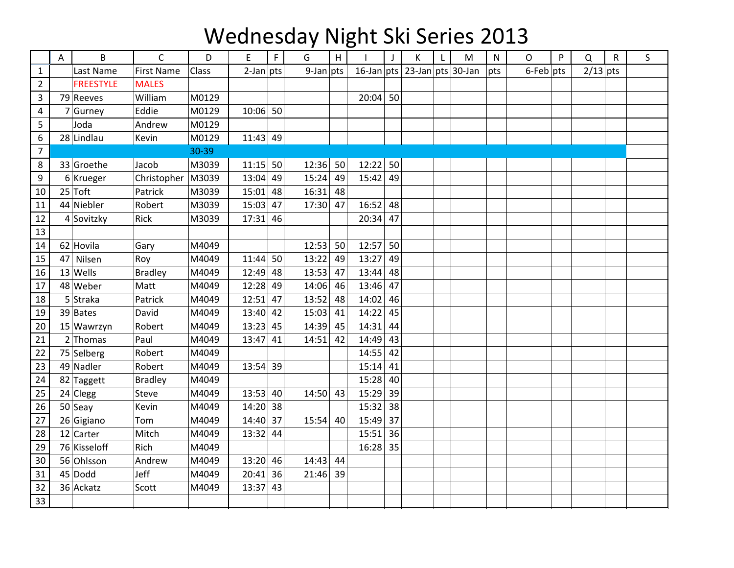# Wednesday Night Ski Series 2013

| | A | B | C | D | E | F | G | H | I | J | K | L | M | N | O | P | Q | R | S |
|---|---|---|---|---|---|---|---|---|---|---|---|---|---|---|---|---|---|---|---|
| 1 | | Last Name | First Name | Class | 2-Jan | pts | 9-Jan | pts | 16-Jan | pts | 23-Jan | pts | 30-Jan | pts | 6-Feb | pts | 2/13 | pts | |
| 2 | | FREESTYLE | MALES | | | | | | | | | | | | | | | | |
| 3 | 79 | Reeves | William | M0129 | | | | | 20:04 | 50 | | | | | | | | | |
| 4 | 7 | Gurney | Eddie | M0129 | 10:06 | 50 | | | | | | | | | | | | | |
| 5 | | Joda | Andrew | M0129 | | | | | | | | | | | | | | | |
| 6 | 28 | Lindlau | Kevin | M0129 | 11:43 | 49 | | | | | | | | | | | | | |
| 7 | | | | 30-39 | | | | | | | | | | | | | | | |
| 8 | 33 | Groethe | Jacob | M3039 | 11:15 | 50 | 12:36 | 50 | 12:22 | 50 | | | | | | | | | |
| 9 | 6 | Krueger | Christopher | M3039 | 13:04 | 49 | 15:24 | 49 | 15:42 | 49 | | | | | | | | | |
| 10 | 25 | Toft | Patrick | M3039 | 15:01 | 48 | 16:31 | 48 | | | | | | | | | | | |
| 11 | 44 | Niebler | Robert | M3039 | 15:03 | 47 | 17:30 | 47 | 16:52 | 48 | | | | | | | | | |
| 12 | 4 | Sovitzky | Rick | M3039 | 17:31 | 46 | | | 20:34 | 47 | | | | | | | | | |
| 13 | | | | | | | | | | | | | | | | | | | |
| 14 | 62 | Hovila | Gary | M4049 | | | 12:53 | 50 | 12:57 | 50 | | | | | | | | | |
| 15 | 47 | Nilsen | Roy | M4049 | 11:44 | 50 | 13:22 | 49 | 13:27 | 49 | | | | | | | | | |
| 16 | 13 | Wells | Bradley | M4049 | 12:49 | 48 | 13:53 | 47 | 13:44 | 48 | | | | | | | | | |
| 17 | 48 | Weber | Matt | M4049 | 12:28 | 49 | 14:06 | 46 | 13:46 | 47 | | | | | | | | | |
| 18 | 5 | Straka | Patrick | M4049 | 12:51 | 47 | 13:52 | 48 | 14:02 | 46 | | | | | | | | | |
| 19 | 39 | Bates | David | M4049 | 13:40 | 42 | 15:03 | 41 | 14:22 | 45 | | | | | | | | | |
| 20 | 15 | Wawrzyn | Robert | M4049 | 13:23 | 45 | 14:39 | 45 | 14:31 | 44 | | | | | | | | | |
| 21 | 2 | Thomas | Paul | M4049 | 13:47 | 41 | 14:51 | 42 | 14:49 | 43 | | | | | | | | | |
| 22 | 75 | Selberg | Robert | M4049 | | | | | 14:55 | 42 | | | | | | | | | |
| 23 | 49 | Nadler | Robert | M4049 | 13:54 | 39 | | | 15:14 | 41 | | | | | | | | | |
| 24 | 82 | Taggett | Bradley | M4049 | | | | | 15:28 | 40 | | | | | | | | | |
| 25 | 24 | Clegg | Steve | M4049 | 13:53 | 40 | 14:50 | 43 | 15:29 | 39 | | | | | | | | | |
| 26 | 50 | Seay | Kevin | M4049 | 14:20 | 38 | | | 15:32 | 38 | | | | | | | | | |
| 27 | 26 | Gigiano | Tom | M4049 | 14:40 | 37 | 15:54 | 40 | 15:49 | 37 | | | | | | | | | |
| 28 | 12 | Carter | Mitch | M4049 | 13:32 | 44 | | | 15:51 | 36 | | | | | | | | | |
| 29 | 76 | Kisseloff | Rich | M4049 | | | | | 16:28 | 35 | | | | | | | | | |
| 30 | 56 | Ohlsson | Andrew | M4049 | 13:20 | 46 | 14:43 | 44 | | | | | | | | | | | |
| 31 | 45 | Dodd | Jeff | M4049 | 20:41 | 36 | 21:46 | 39 | | | | | | | | | | | |
| 32 | 36 | Ackatz | Scott | M4049 | 13:37 | 43 | | | | | | | | | | | | | |
| 33 | | | | | | | | | | | | | | | | | | | |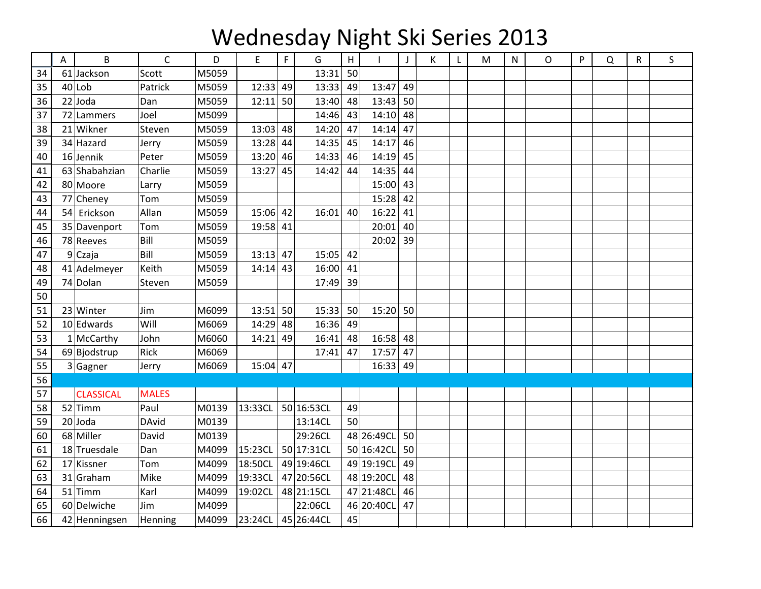# Wednesday Night Ski Series 2013

| | A | B | C | D | E | F | G | H | I | J | K | L | M | N | O | P | Q | R | S |
|---|---|---|---|---|---|---|---|---|---|---|---|---|---|---|---|---|---|---|---|
| 34 | 61 | Jackson | Scott | M5059 | | | 13:31 | 50 | | | | | | | | | | | |
| 35 | 40 | Lob | Patrick | M5059 | 12:33 | 49 | 13:33 | 49 | 13:47 | 49 | | | | | | | | | |
| 36 | 22 | Joda | Dan | M5059 | 12:11 | 50 | 13:40 | 48 | 13:43 | 50 | | | | | | | | | |
| 37 | 72 | Lammers | Joel | M5099 | | | 14:46 | 43 | 14:10 | 48 | | | | | | | | | |
| 38 | 21 | Wikner | Steven | M5059 | 13:03 | 48 | 14:20 | 47 | 14:14 | 47 | | | | | | | | | |
| 39 | 34 | Hazard | Jerry | M5059 | 13:28 | 44 | 14:35 | 45 | 14:17 | 46 | | | | | | | | | |
| 40 | 16 | Jennik | Peter | M5059 | 13:20 | 46 | 14:33 | 46 | 14:19 | 45 | | | | | | | | | |
| 41 | 63 | Shabahzian | Charlie | M5059 | 13:27 | 45 | 14:42 | 44 | 14:35 | 44 | | | | | | | | | |
| 42 | 80 | Moore | Larry | M5059 | | | | | 15:00 | 43 | | | | | | | | | |
| 43 | 77 | Cheney | Tom | M5059 | | | | | 15:28 | 42 | | | | | | | | | |
| 44 | 54 | Erickson | Allan | M5059 | 15:06 | 42 | 16:01 | 40 | 16:22 | 41 | | | | | | | | | |
| 45 | 35 | Davenport | Tom | M5059 | 19:58 | 41 | | | 20:01 | 40 | | | | | | | | | |
| 46 | 78 | Reeves | Bill | M5059 | | | | | 20:02 | 39 | | | | | | | | | |
| 47 | 9 | Czaja | Bill | M5059 | 13:13 | 47 | 15:05 | 42 | | | | | | | | | | | |
| 48 | 41 | Adelmeyer | Keith | M5059 | 14:14 | 43 | 16:00 | 41 | | | | | | | | | | | |
| 49 | 74 | Dolan | Steven | M5059 | | | 17:49 | 39 | | | | | | | | | | | |
| 50 | | | | | | | | | | | | | | | | | | | |
| 51 | 23 | Winter | Jim | M6099 | 13:51 | 50 | 15:33 | 50 | 15:20 | 50 | | | | | | | | | |
| 52 | 10 | Edwards | Will | M6069 | 14:29 | 48 | 16:36 | 49 | | | | | | | | | | | |
| 53 | 1 | McCarthy | John | M6060 | 14:21 | 49 | 16:41 | 48 | 16:58 | 48 | | | | | | | | | |
| 54 | 69 | Bjodstrup | Rick | M6069 | | | 17:41 | 47 | 17:57 | 47 | | | | | | | | | |
| 55 | 3 | Gagner | Jerry | M6069 | 15:04 | 47 | | | 16:33 | 49 | | | | | | | | | |
| 56 | | | | | | | | | | | | | | | | | | | |
| 57 | | CLASSICAL | MALES | | | | | | | | | | | | | | | | |
| 58 | 52 | Timm | Paul | M0139 | 13:33CL | 50 | 16:53CL | 49 | | | | | | | | | | | |
| 59 | 20 | Joda | DAvid | M0139 | | | 13:14CL | 50 | | | | | | | | | | | |
| 60 | 68 | Miller | David | M0139 | | | 29:26CL | 48 | 26:49CL | 50 | | | | | | | | | |
| 61 | 18 | Truesdale | Dan | M4099 | 15:23CL | 50 | 17:31CL | 50 | 16:42CL | 50 | | | | | | | | | |
| 62 | 17 | Kissner | Tom | M4099 | 18:50CL | 49 | 19:46CL | 49 | 19:19CL | 49 | | | | | | | | | |
| 63 | 31 | Graham | Mike | M4099 | 19:33CL | 47 | 20:56CL | 48 | 19:20CL | 48 | | | | | | | | | |
| 64 | 51 | Timm | Karl | M4099 | 19:02CL | 48 | 21:15CL | 47 | 21:48CL | 46 | | | | | | | | | |
| 65 | 60 | Delwiche | Jim | M4099 | | | 22:06CL | 46 | 20:40CL | 47 | | | | | | | | | |
| 66 | 42 | Henningsen | Henning | M4099 | 23:24CL | 45 | 26:44CL | 45 | | | | | | | | | | | |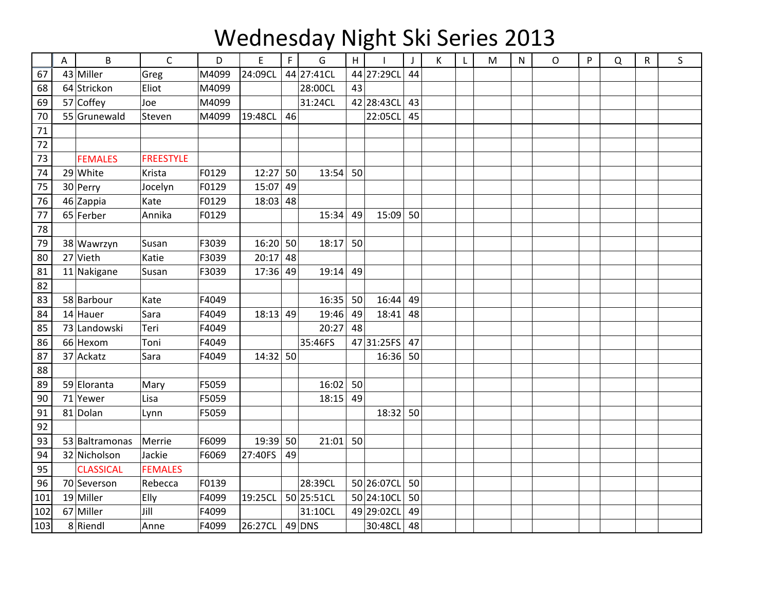# Wednesday Night Ski Series 2013

| | A | B | C | D | E | F | G | H | I | J | K | L | M | N | O | P | Q | R | S |
|---|---|---|---|---|---|---|---|---|---|---|---|---|---|---|---|---|---|---|---|
| 67 | 43 | Miller | Greg | M4099 | 24:09CL | 44 | 27:41CL | 44 | 27:29CL | 44 | | | | | | | | | |
| 68 | 64 | Strickon | Eliot | M4099 | | | 28:00CL | 43 | | | | | | | | | | | |
| 69 | 57 | Coffey | Joe | M4099 | | | 31:24CL | 42 | 28:43CL | 43 | | | | | | | | | |
| 70 | 55 | Grunewald | Steven | M4099 | 19:48CL | 46 | | | 22:05CL | 45 | | | | | | | | | |
| 71 | | | | | | | | | | | | | | | | | | | |
| 72 | | | | | | | | | | | | | | | | | | | |
| 73 | | FEMALES | FREESTYLE | | | | | | | | | | | | | | | | |
| 74 | 29 | White | Krista | F0129 | 12:27 | 50 | 13:54 | 50 | | | | | | | | | | | |
| 75 | 30 | Perry | Jocelyn | F0129 | 15:07 | 49 | | | | | | | | | | | | | |
| 76 | 46 | Zappia | Kate | F0129 | 18:03 | 48 | | | | | | | | | | | | | |
| 77 | 65 | Ferber | Annika | F0129 | | | 15:34 | 49 | 15:09 | 50 | | | | | | | | | |
| 78 | | | | | | | | | | | | | | | | | | | |
| 79 | 38 | Wawrzyn | Susan | F3039 | 16:20 | 50 | 18:17 | 50 | | | | | | | | | | | |
| 80 | 27 | Vieth | Katie | F3039 | 20:17 | 48 | | | | | | | | | | | | | |
| 81 | 11 | Nakigane | Susan | F3039 | 17:36 | 49 | 19:14 | 49 | | | | | | | | | | | |
| 82 | | | | | | | | | | | | | | | | | | | |
| 83 | 58 | Barbour | Kate | F4049 | | | 16:35 | 50 | 16:44 | 49 | | | | | | | | | |
| 84 | 14 | Hauer | Sara | F4049 | 18:13 | 49 | 19:46 | 49 | 18:41 | 48 | | | | | | | | | |
| 85 | 73 | Landowski | Teri | F4049 | | | 20:27 | 48 | | | | | | | | | | | |
| 86 | 66 | Hexom | Toni | F4049 | | | 35:46FS | 47 | 31:25FS | 47 | | | | | | | | | |
| 87 | 37 | Ackatz | Sara | F4049 | 14:32 | 50 | | | 16:36 | 50 | | | | | | | | | |
| 88 | | | | | | | | | | | | | | | | | | | |
| 89 | 59 | Eloranta | Mary | F5059 | | | 16:02 | 50 | | | | | | | | | | | |
| 90 | 71 | Yewer | Lisa | F5059 | | | 18:15 | 49 | | | | | | | | | | | |
| 91 | 81 | Dolan | Lynn | F5059 | | | | | 18:32 | 50 | | | | | | | | | |
| 92 | | | | | | | | | | | | | | | | | | | |
| 93 | 53 | Baltramonas | Merrie | F6099 | 19:39 | 50 | 21:01 | 50 | | | | | | | | | | | |
| 94 | 32 | Nicholson | Jackie | F6069 | 27:40FS | 49 | | | | | | | | | | | | | |
| 95 | | CLASSICAL | FEMALES | | | | | | | | | | | | | | | | |
| 96 | 70 | Severson | Rebecca | F0139 | | | 28:39CL | 50 | 26:07CL | 50 | | | | | | | | | |
| 101 | 19 | Miller | Elly | F4099 | 19:25CL | 50 | 25:51CL | 50 | 24:10CL | 50 | | | | | | | | | |
| 102 | 67 | Miller | Jill | F4099 | | | 31:10CL | 49 | 29:02CL | 49 | | | | | | | | | |
| 103 | 8 | Riendl | Anne | F4099 | 26:27CL | 49 | DNS | | 30:48CL | 48 | | | | | | | | | |